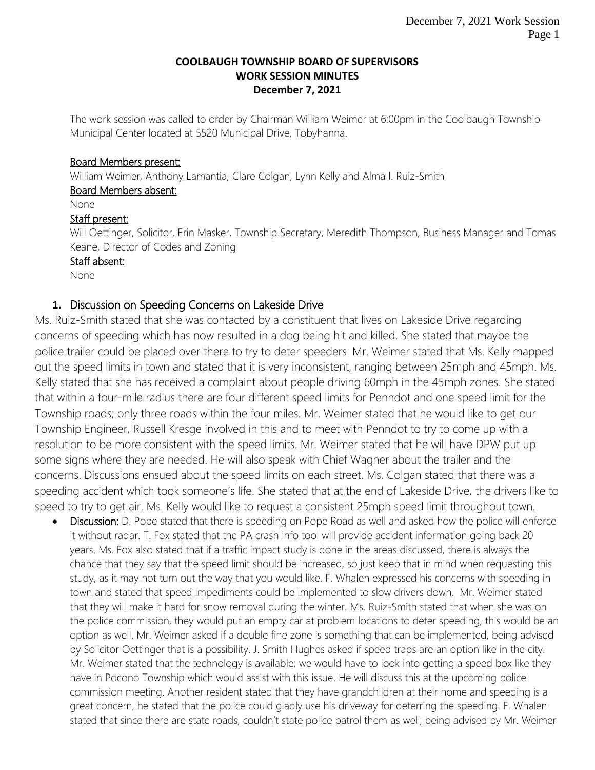**COOLBAUGH TOWNSHIP BOARD OF SUPERVISORS**
**WORK SESSION MINUTES**
**December 7, 2021**

The work session was called to order by Chairman William Weimer at 6:00pm in the Coolbaugh Township Municipal Center located at 5520 Municipal Drive, Tobyhanna.

Board Members present:
William Weimer, Anthony Lamantia, Clare Colgan, Lynn Kelly and Alma I. Ruiz-Smith
Board Members absent:
None
Staff present:
Will Oettinger, Solicitor, Erin Masker, Township Secretary, Meredith Thompson, Business Manager and Tomas Keane, Director of Codes and Zoning
Staff absent:
None

## 1. Discussion on Speeding Concerns on Lakeside Drive

Ms. Ruiz-Smith stated that she was contacted by a constituent that lives on Lakeside Drive regarding concerns of speeding which has now resulted in a dog being hit and killed. She stated that maybe the police trailer could be placed over there to try to deter speeders. Mr. Weimer stated that Ms. Kelly mapped out the speed limits in town and stated that it is very inconsistent, ranging between 25mph and 45mph. Ms. Kelly stated that she has received a complaint about people driving 60mph in the 45mph zones. She stated that within a four-mile radius there are four different speed limits for Penndot and one speed limit for the Township roads; only three roads within the four miles. Mr. Weimer stated that he would like to get our Township Engineer, Russell Kresge involved in this and to meet with Penndot to try to come up with a resolution to be more consistent with the speed limits. Mr. Weimer stated that he will have DPW put up some signs where they are needed. He will also speak with Chief Wagner about the trailer and the concerns. Discussions ensued about the speed limits on each street. Ms. Colgan stated that there was a speeding accident which took someone's life. She stated that at the end of Lakeside Drive, the drivers like to speed to try to get air. Ms. Kelly would like to request a consistent 25mph speed limit throughout town.

- **Discussion:** D. Pope stated that there is speeding on Pope Road as well and asked how the police will enforce it without radar. T. Fox stated that the PA crash info tool will provide accident information going back 20 years. Ms. Fox also stated that if a traffic impact study is done in the areas discussed, there is always the chance that they say that the speed limit should be increased, so just keep that in mind when requesting this study, as it may not turn out the way that you would like. F. Whalen expressed his concerns with speeding in town and stated that speed impediments could be implemented to slow drivers down. Mr. Weimer stated that they will make it hard for snow removal during the winter. Ms. Ruiz-Smith stated that when she was on the police commission, they would put an empty car at problem locations to deter speeding, this would be an option as well. Mr. Weimer asked if a double fine zone is something that can be implemented, being advised by Solicitor Oettinger that is a possibility. J. Smith Hughes asked if speed traps are an option like in the city. Mr. Weimer stated that the technology is available; we would have to look into getting a speed box like they have in Pocono Township which would assist with this issue. He will discuss this at the upcoming police commission meeting. Another resident stated that they have grandchildren at their home and speeding is a great concern, he stated that the police could gladly use his driveway for deterring the speeding. F. Whalen stated that since there are state roads, couldn't state police patrol them as well, being advised by Mr. Weimer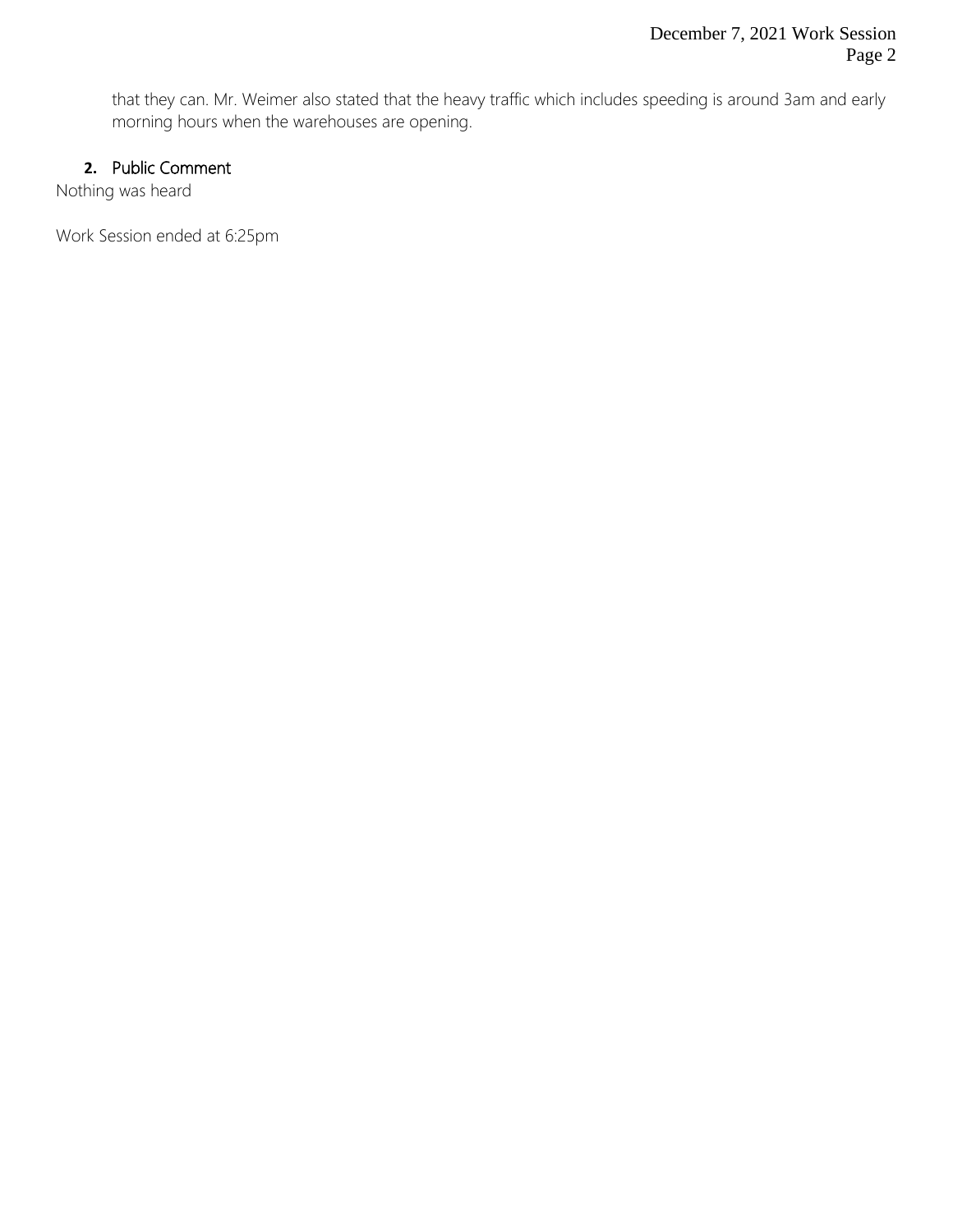that they can. Mr. Weimer also stated that the heavy traffic which includes speeding is around 3am and early morning hours when the warehouses are opening.

**2.** Public Comment

Nothing was heard

Work Session ended at 6:25pm